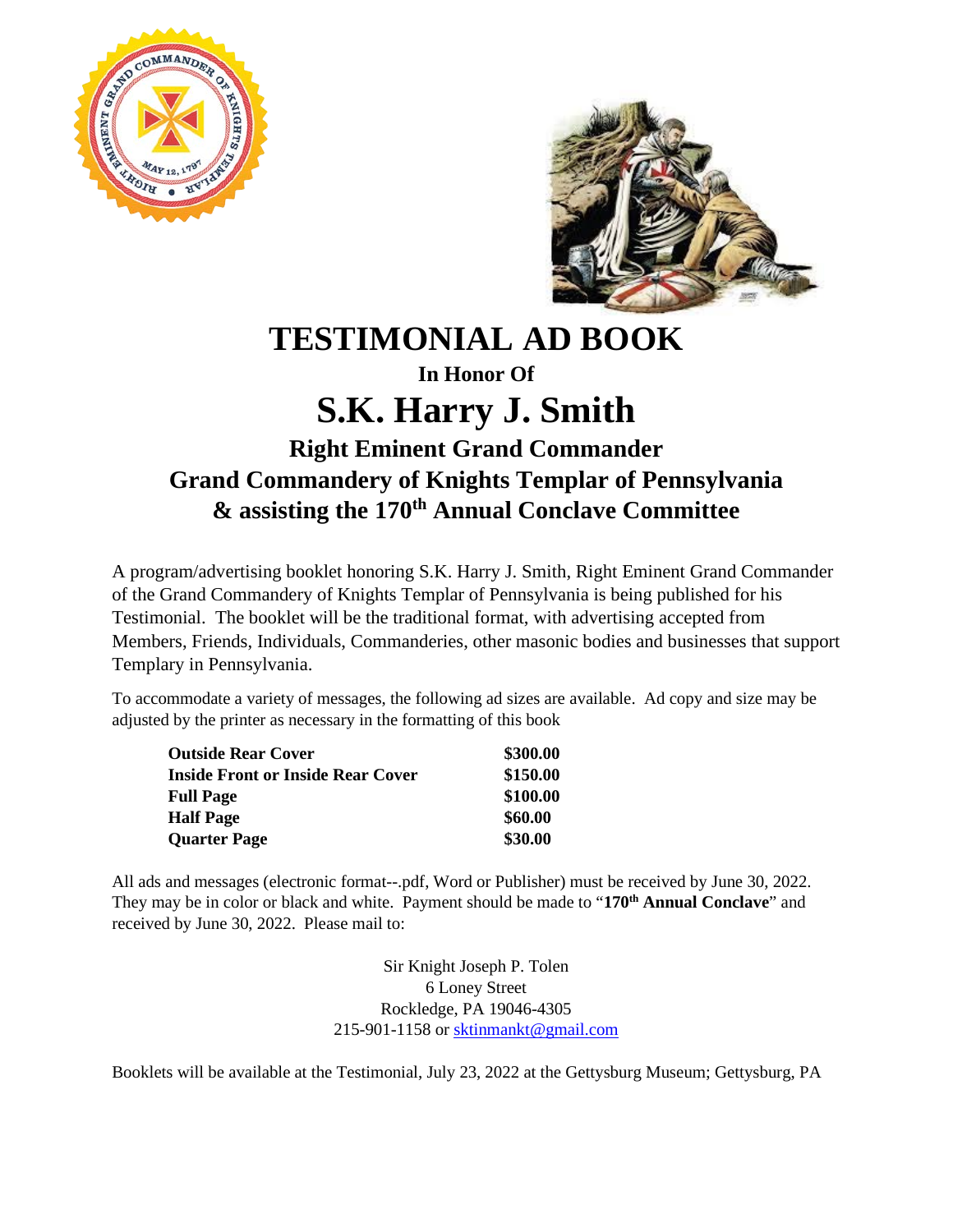# TESTIMONIAL AD BOOK

### In Honor Of

# S.K. Harry J. Smith

## Right Eminent Grand Commander
## Grand Commandery of Knights Templar of Pennsylvania
## & assisting the 170th Annual Conclave Committee

A program/advertising booklet honoring S.K. Harry J. Smith, Right Eminent Grand Commander of the Grand Commandery of Knights Templar of Pennsylvania is being published for his Testimonial. The booklet will be the traditional format, with advertising accepted from Members, Friends, Individuals, Commanderies, other masonic bodies and businesses that support Templary in Pennsylvania.

To accommodate a variety of messages, the following ad sizes are available. Ad copy and size may be adjusted by the printer as necessary in the formatting of this book

| | |
|---|---|
| **Outside Rear Cover** | **$300.00** |
| **Inside Front or Inside Rear Cover** | **$150.00** |
| **Full Page** | **$100.00** |
| **Half Page** | **$60.00** |
| **Quarter Page** | **$30.00** |

All ads and messages (electronic format--.pdf, Word or Publisher) must be received by June 30, 2022. They may be in color or black and white. Payment should be made to "**170th Annual Conclave**" and received by June 30, 2022. Please mail to:

Sir Knight Joseph P. Tolen
6 Loney Street
Rockledge, PA 19046-4305
215-901-1158 or sktinmankt@gmail.com

Booklets will be available at the Testimonial, July 23, 2022 at the Gettysburg Museum; Gettysburg, PA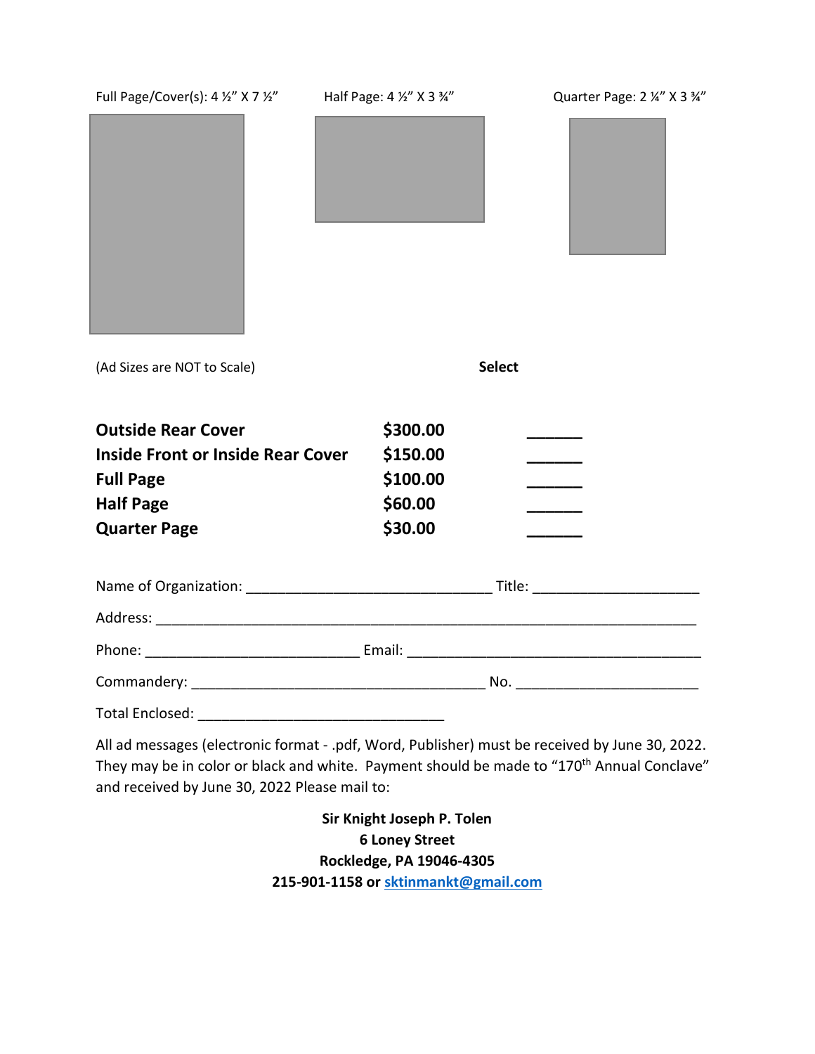Full Page/Cover(s): 4 ½" X 7 ½"

Half Page: 4 ½" X 3 ¾"

Quarter Page: 2 ¼" X 3 ¾"

(Ad Sizes are NOT to Scale)

| | | Select |
|---|---|---|
| **Outside Rear Cover** | **$300.00** | ______ |
| **Inside Front or Inside Rear Cover** | **$150.00** | ______ |
| **Full Page** | **$100.00** | ______ |
| **Half Page** | **$60.00** | ______ |
| **Quarter Page** | **$30.00** | ______ |

Name of Organization: ______________________________ Title: ____________________

Address: ____________________________________________________________

Phone: __________________________ Email: ___________________________________

Commandery: ___________________________________ No. ______________________

Total Enclosed: ______________________________

All ad messages (electronic format - .pdf, Word, Publisher) must be received by June 30, 2022. They may be in color or black and white. Payment should be made to "170th Annual Conclave" and received by June 30, 2022 Please mail to:

**Sir Knight Joseph P. Tolen**
**6 Loney Street**
**Rockledge, PA 19046-4305**
**215-901-1158 or sktinmankt@gmail.com**